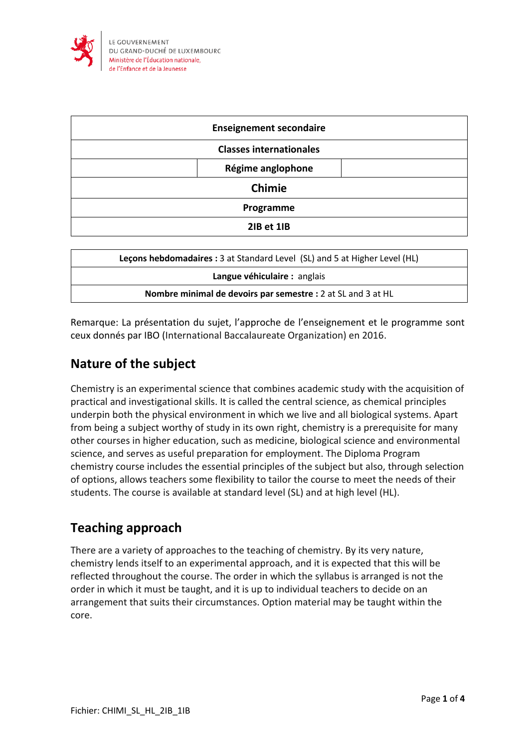LE GOUVERNEMENT
DU GRAND-DUCHÉ DE LUXEMBOURG
Ministère de l'Éducation nationale,
de l'Enfance et de la Jeunesse

| Enseignement secondaire | | |
|---|---|---|
| Classes internationales | | |
| | Régime anglophone | |
| Chimie | | |
| Programme | | |
| 2IB et 1IB | | |

| **Leçons hebdomadaires :** 3 at Standard Level (SL) and 5 at Higher Level (HL) |
|---|
| **Langue véhiculaire :** anglais |
| **Nombre minimal de devoirs par semestre :** 2 at SL and 3 at HL |

Remarque: La présentation du sujet, l'approche de l'enseignement et le programme sont ceux donnés par IBO (International Baccalaureate Organization) en 2016.

## Nature of the subject

Chemistry is an experimental science that combines academic study with the acquisition of practical and investigational skills. It is called the central science, as chemical principles underpin both the physical environment in which we live and all biological systems. Apart from being a subject worthy of study in its own right, chemistry is a prerequisite for many other courses in higher education, such as medicine, biological science and environmental science, and serves as useful preparation for employment. The Diploma Program chemistry course includes the essential principles of the subject but also, through selection of options, allows teachers some flexibility to tailor the course to meet the needs of their students. The course is available at standard level (SL) and at high level (HL).

## Teaching approach

There are a variety of approaches to the teaching of chemistry. By its very nature, chemistry lends itself to an experimental approach, and it is expected that this will be reflected throughout the course. The order in which the syllabus is arranged is not the order in which it must be taught, and it is up to individual teachers to decide on an arrangement that suits their circumstances. Option material may be taught within the core.

Fichier: CHIMI_SL_HL_2IB_1IB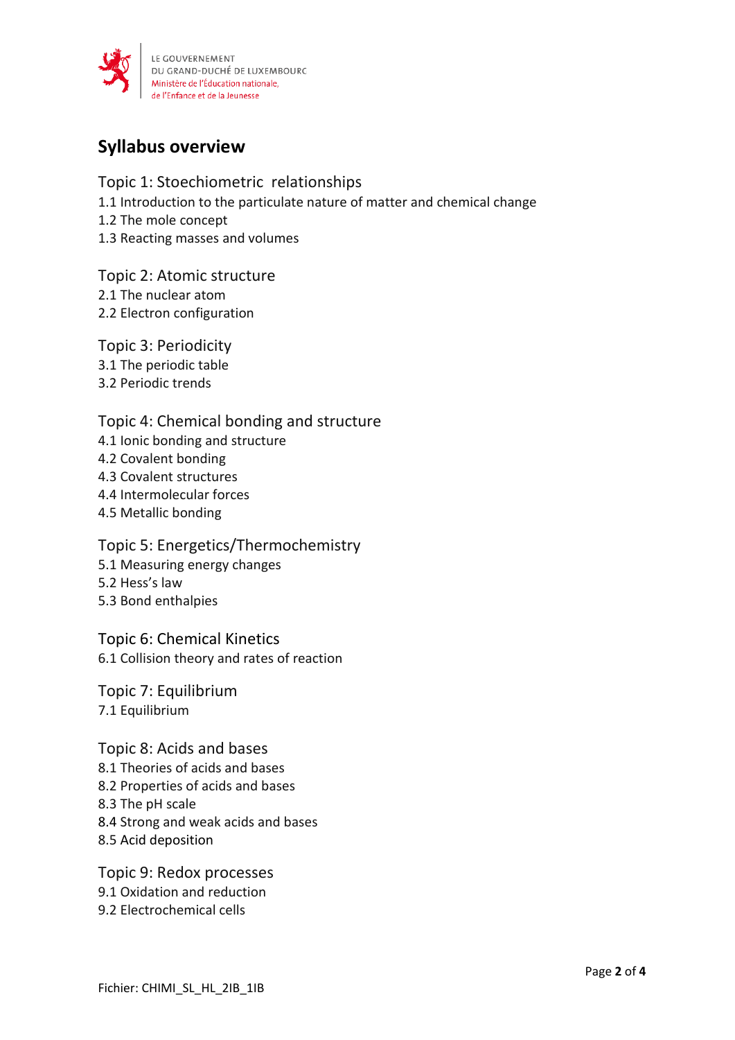## Syllabus overview

### Topic 1: Stoechiometric relationships

1.1 Introduction to the particulate nature of matter and chemical change
1.2 The mole concept
1.3 Reacting masses and volumes

### Topic 2: Atomic structure

2.1 The nuclear atom
2.2 Electron configuration

### Topic 3: Periodicity

3.1 The periodic table
3.2 Periodic trends

### Topic 4: Chemical bonding and structure

4.1 Ionic bonding and structure
4.2 Covalent bonding
4.3 Covalent structures
4.4 Intermolecular forces
4.5 Metallic bonding

### Topic 5: Energetics/Thermochemistry

5.1 Measuring energy changes
5.2 Hess's law
5.3 Bond enthalpies

### Topic 6: Chemical Kinetics

6.1 Collision theory and rates of reaction

### Topic 7: Equilibrium

7.1 Equilibrium

### Topic 8: Acids and bases

8.1 Theories of acids and bases
8.2 Properties of acids and bases
8.3 The pH scale
8.4 Strong and weak acids and bases
8.5 Acid deposition

### Topic 9: Redox processes

9.1 Oxidation and reduction
9.2 Electrochemical cells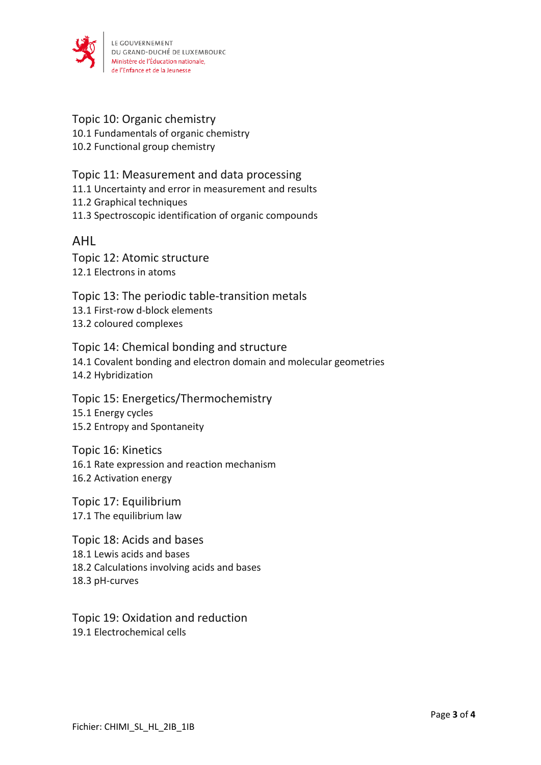## Topic 10: Organic chemistry

10.1 Fundamentals of organic chemistry
10.2 Functional group chemistry

## Topic 11: Measurement and data processing

11.1 Uncertainty and error in measurement and results
11.2 Graphical techniques
11.3 Spectroscopic identification of organic compounds

# AHL

## Topic 12: Atomic structure

12.1 Electrons in atoms

## Topic 13: The periodic table-transition metals

13.1 First-row d-block elements
13.2 coloured complexes

## Topic 14: Chemical bonding and structure

14.1 Covalent bonding and electron domain and molecular geometries
14.2 Hybridization

## Topic 15: Energetics/Thermochemistry

15.1 Energy cycles
15.2 Entropy and Spontaneity

## Topic 16: Kinetics

16.1 Rate expression and reaction mechanism
16.2 Activation energy

## Topic 17: Equilibrium

17.1 The equilibrium law

## Topic 18: Acids and bases

18.1 Lewis acids and bases
18.2 Calculations involving acids and bases
18.3 pH-curves

## Topic 19: Oxidation and reduction

19.1 Electrochemical cells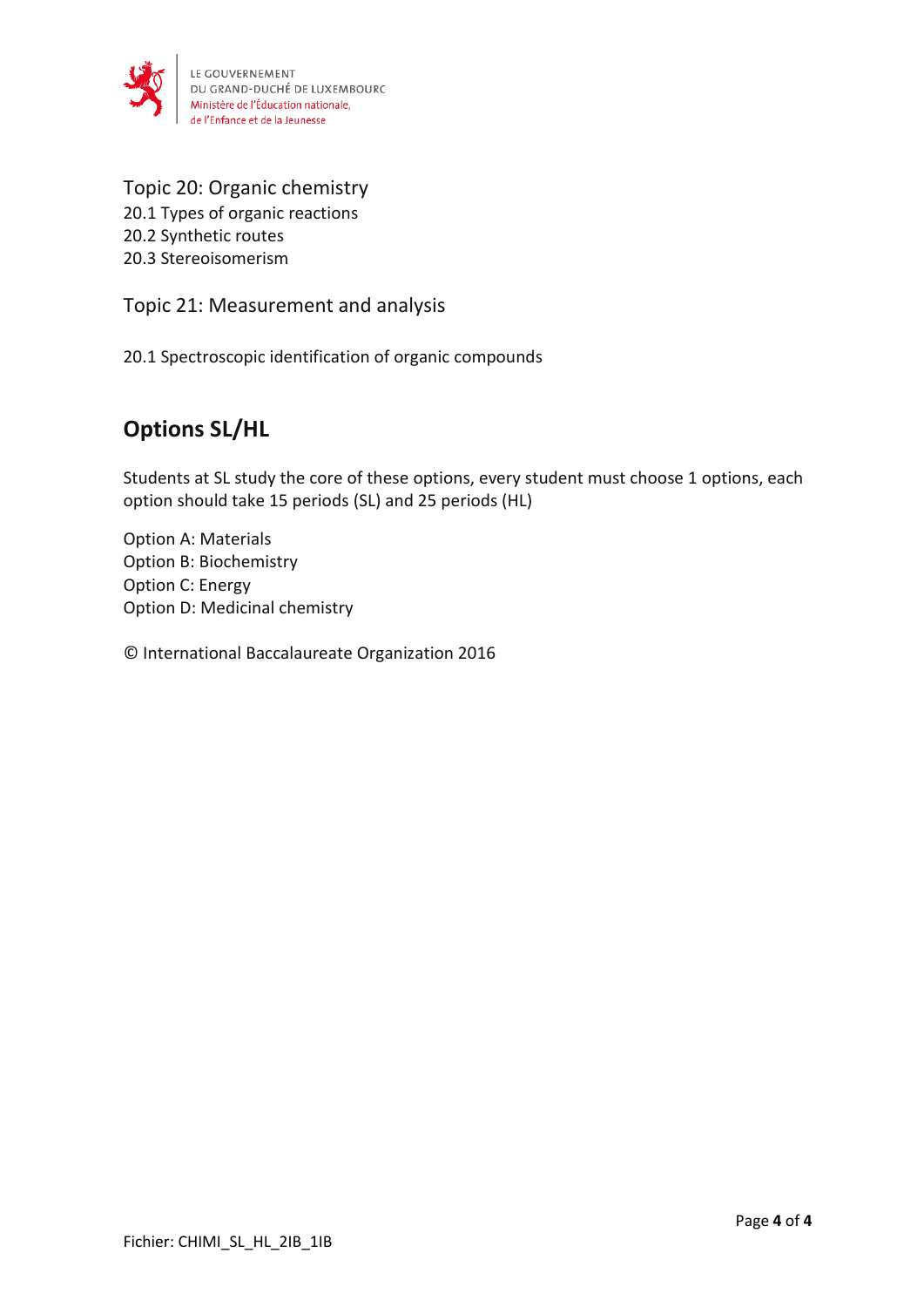## Topic 20: Organic chemistry

20.1 Types of organic reactions
20.2 Synthetic routes
20.3 Stereoisomerism

## Topic 21: Measurement and analysis

20.1 Spectroscopic identification of organic compounds

# Options SL/HL

Students at SL study the core of these options, every student must choose 1 options, each option should take 15 periods (SL) and 25 periods (HL)

Option A: Materials
Option B: Biochemistry
Option C: Energy
Option D: Medicinal chemistry

© International Baccalaureate Organization 2016